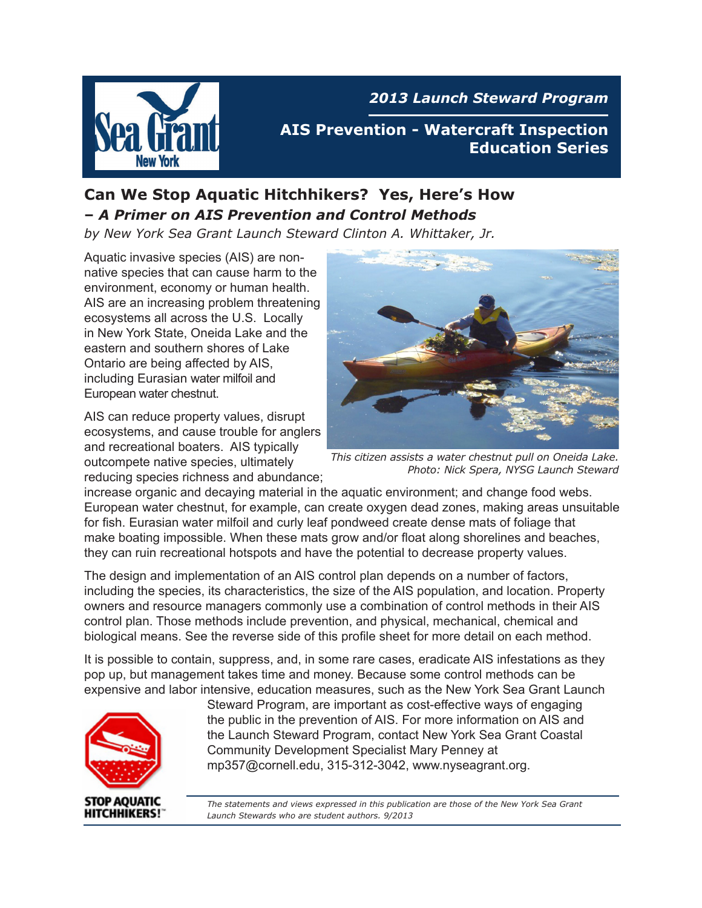*2013 Launch Steward Program*

**AIS Prevention - Watercraft Inspection Education Series**

## Can We Stop Aquatic Hitchhikers? Yes, Here's How

### *– A Primer on AIS Prevention and Control Methods*

*by New York Sea Grant Launch Steward Clinton A. Whittaker, Jr.*

Aquatic invasive species (AIS) are non-native species that can cause harm to the environment, economy or human health. AIS are an increasing problem threatening ecosystems all across the U.S. Locally in New York State, Oneida Lake and the eastern and southern shores of Lake Ontario are being affected by AIS, including Eurasian water milfoil and European water chestnut.

*This citizen assists a water chestnut pull on Oneida Lake. Photo: Nick Spera, NYSG Launch Steward*

AIS can reduce property values, disrupt ecosystems, and cause trouble for anglers and recreational boaters. AIS typically outcompete native species, ultimately reducing species richness and abundance; increase organic and decaying material in the aquatic environment; and change food webs. European water chestnut, for example, can create oxygen dead zones, making areas unsuitable for fish. Eurasian water milfoil and curly leaf pondweed create dense mats of foliage that make boating impossible. When these mats grow and/or float along shorelines and beaches, they can ruin recreational hotspots and have the potential to decrease property values.

The design and implementation of an AIS control plan depends on a number of factors, including the species, its characteristics, the size of the AIS population, and location. Property owners and resource managers commonly use a combination of control methods in their AIS control plan. Those methods include prevention, and physical, mechanical, chemical and biological means. See the reverse side of this profile sheet for more detail on each method.

It is possible to contain, suppress, and, in some rare cases, eradicate AIS infestations as they pop up, but management takes time and money. Because some control methods can be expensive and labor intensive, education measures, such as the New York Sea Grant Launch Steward Program, are important as cost-effective ways of engaging the public in the prevention of AIS. For more information on AIS and the Launch Steward Program, contact New York Sea Grant Coastal Community Development Specialist Mary Penney at mp357@cornell.edu, 315-312-3042, www.nyseagrant.org.

STOP AQUATIC HITCHHIKERS!™

*The statements and views expressed in this publication are those of the New York Sea Grant Launch Stewards who are student authors. 9/2013*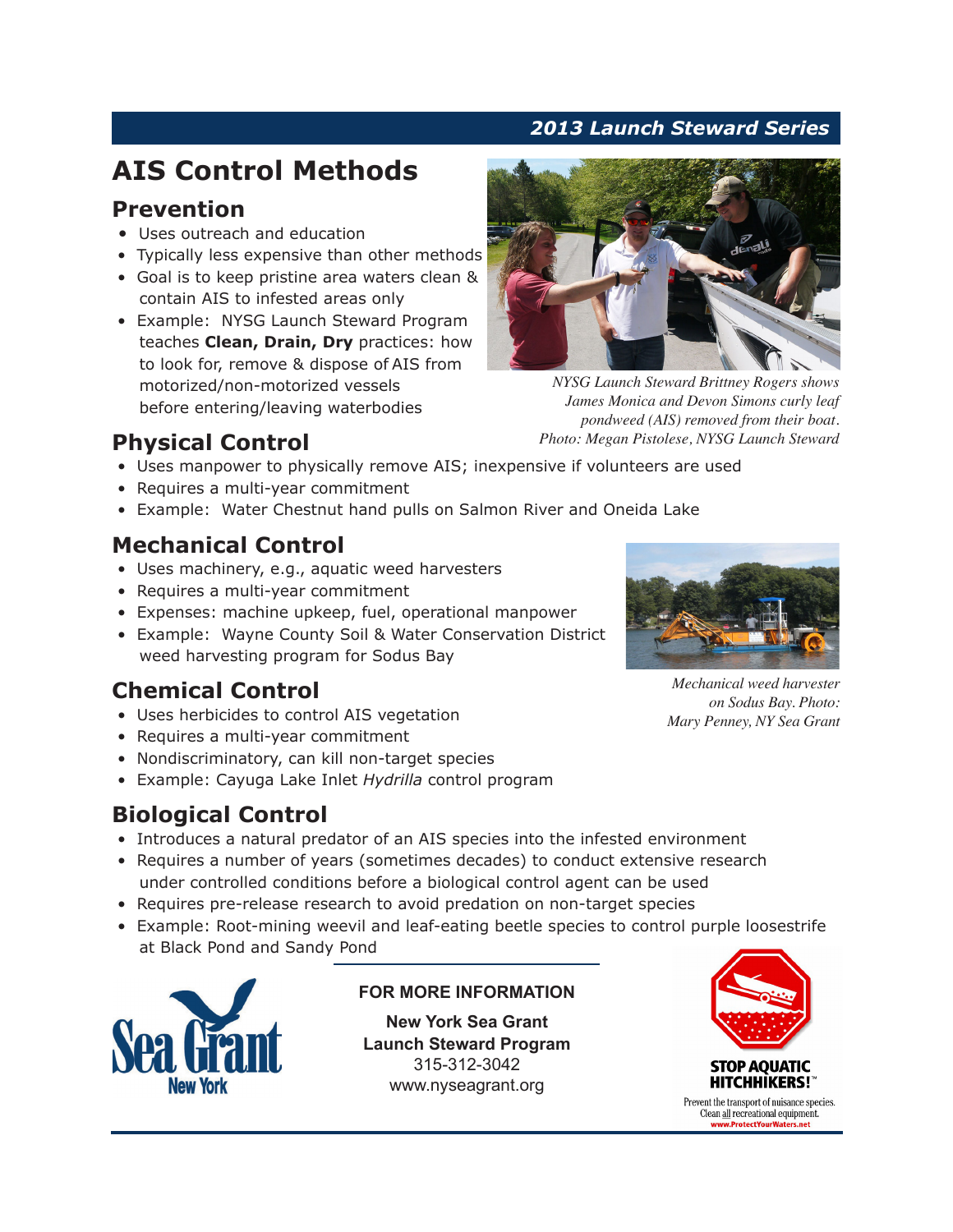*2013 Launch Steward Series*

# AIS Control Methods

## Prevention

- Uses outreach and education
- Typically less expensive than other methods
- Goal is to keep pristine area waters clean & contain AIS to infested areas only
- Example: NYSG Launch Steward Program teaches **Clean, Drain, Dry** practices: how to look for, remove & dispose of AIS from motorized/non-motorized vessels before entering/leaving waterbodies

*NYSG Launch Steward Brittney Rogers shows James Monica and Devon Simons curly leaf pondweed (AIS) removed from their boat. Photo: Megan Pistolese, NYSG Launch Steward*

## Physical Control

- Uses manpower to physically remove AIS; inexpensive if volunteers are used
- Requires a multi-year commitment
- Example: Water Chestnut hand pulls on Salmon River and Oneida Lake

## Mechanical Control

- Uses machinery, e.g., aquatic weed harvesters
- Requires a multi-year commitment
- Expenses: machine upkeep, fuel, operational manpower
- Example: Wayne County Soil & Water Conservation District weed harvesting program for Sodus Bay

*Mechanical weed harvester on Sodus Bay. Photo: Mary Penney, NY Sea Grant*

## Chemical Control

- Uses herbicides to control AIS vegetation
- Requires a multi-year commitment
- Nondiscriminatory, can kill non-target species
- Example: Cayuga Lake Inlet *Hydrilla* control program

## Biological Control

- Introduces a natural predator of an AIS species into the infested environment
- Requires a number of years (sometimes decades) to conduct extensive research under controlled conditions before a biological control agent can be used
- Requires pre-release research to avoid predation on non-target species
- Example: Root-mining weevil and leaf-eating beetle species to control purple loosestrife at Black Pond and Sandy Pond

Sea Grant New York

**FOR MORE INFORMATION**

**New York Sea Grant**
**Launch Steward Program**
315-312-3042
www.nyseagrant.org

STOP AQUATIC HITCHHIKERS!™
Prevent the transport of nuisance species. Clean all recreational equipment.
www.ProtectYourWaters.net